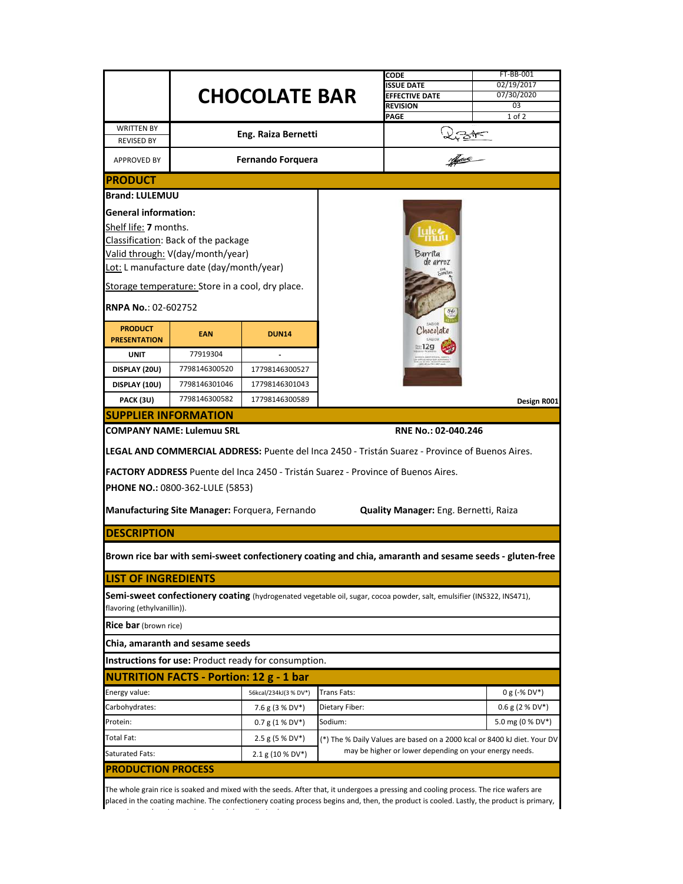# CHOCOLATE BAR

| | |
|---|---|
| CODE | FT-BB-001 |
| ISSUE DATE | 02/19/2017 |
| EFFECTIVE DATE | 07/30/2020 |
| REVISION | 03 |

| | | |
|---|---|---|
| WRITTEN BY / REVISED BY | Eng. Raiza Bernetti | |
| APPROVED BY | Fernando Forquera | |

## PRODUCT

**Brand: LULEMUU**

**General information:**

Shelf life: **7** months.

Classification: Back of the package

Valid through: V(day/month/year)

Lot: L manufacture date (day/month/year)

Storage temperature: Store in a cool, dry place.

**RNPA No.**: 02-602752

| PRODUCT PRESENTATION | EAN | DUN14 |
|---|---|---|
| UNIT | 77919304 | - |
| DISPLAY (20U) | 7798146300520 | 17798146300527 |
| DISPLAY (10U) | 7798146301046 | 17798146301043 |
| PACK (3U) | 7798146300582 | 17798146300589 |

Design R001

## SUPPLIER INFORMATION

**COMPANY NAME: Lulemuu SRL**

**RNE No.: 02-040.246**

**LEGAL AND COMMERCIAL ADDRESS:** Puente del Inca 2450 - Tristán Suarez - Province of Buenos Aires.

**FACTORY ADDRESS** Puente del Inca 2450 - Tristán Suarez - Province of Buenos Aires.

**PHONE NO.:** 0800-362-LULE (5853)

**Manufacturing Site Manager:** Forquera, Fernando

**Quality Manager:** Eng. Bernetti, Raiza

## DESCRIPTION

**Brown rice bar with semi-sweet confectionery coating and chia, amaranth and sesame seeds - gluten-free**

## LIST OF INGREDIENTS

**Semi-sweet confectionery coating** (hydrogenated vegetable oil, sugar, cocoa powder, salt, emulsifier (INS322, INS471), flavoring (ethylvanillin)).

**Rice bar** (brown rice)

**Chia, amaranth and sesame seeds**

**Instructions for use:** Product ready for consumption.

## NUTRITION FACTS - Portion: 12 g - 1 bar

| | | | |
|---|---|---|---|
| Energy value: | 56kcal/234kJ(3 % DV*) | Trans Fats: | 0 g (-% DV*) |
| Carbohydrates: | 7.6 g (3 % DV*) | Dietary Fiber: | 0.6 g (2 % DV*) |
| Protein: | 0.7 g (1 % DV*) | Sodium: | 5.0 mg (0 % DV*) |
| Total Fat: | 2.5 g (5 % DV*) | (*) The % Daily Values are based on a 2000 kcal or 8400 kJ diet. Your DV may be higher or lower depending on your energy needs. | |
| Saturated Fats: | 2.1 g (10 % DV*) | | |

## PRODUCTION PROCESS

The whole grain rice is soaked and mixed with the seeds. After that, it undergoes a pressing and cooling process. The rice wafers are placed in the coating machine. The confectionery coating process begins and, then, the product is cooled. Lastly, the product is primary,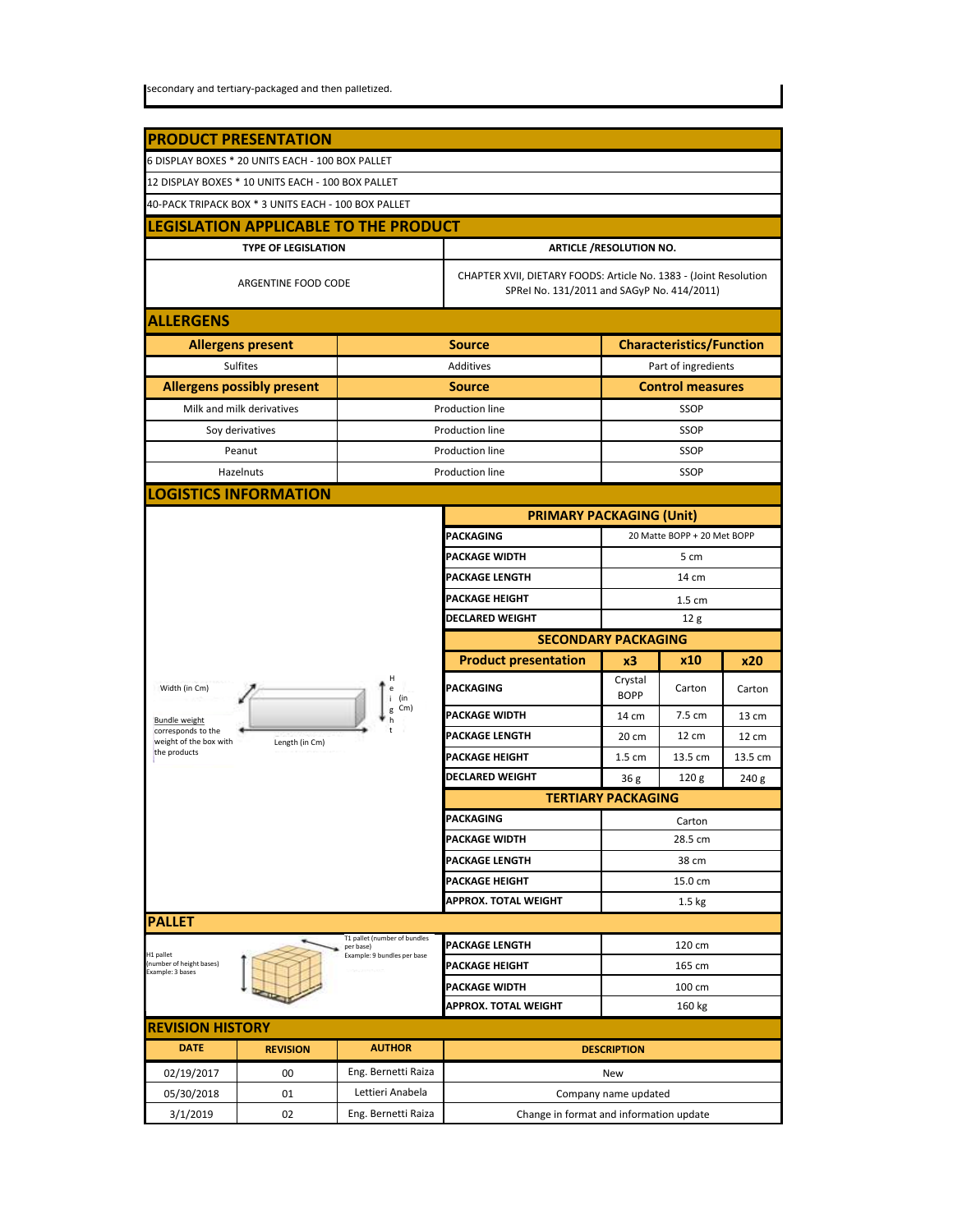secondary and tertiary-packaged and then palletized.

## PRODUCT PRESENTATION

6 DISPLAY BOXES * 20 UNITS EACH - 100 BOX PALLET

12 DISPLAY BOXES * 10 UNITS EACH - 100 BOX PALLET

40-PACK TRIPACK BOX * 3 UNITS EACH - 100 BOX PALLET

## LEGISLATION APPLICABLE TO THE PRODUCT

| TYPE OF LEGISLATION | ARTICLE /RESOLUTION NO. |
|---|---|
| ARGENTINE FOOD CODE | CHAPTER XVII, DIETARY FOODS: Article No. 1383 - (Joint Resolution SPReI No. 131/2011 and SAGyP No. 414/2011) |

## ALLERGENS

| Allergens present | Source | Characteristics/Function |
|---|---|---|
| Sulfites | Additives | Part of ingredients |
| **Allergens possibly present** | **Source** | **Control measures** |
| Milk and milk derivatives | Production line | SSOP |
| Soy derivatives | Production line | SSOP |
| Peanut | Production line | SSOP |
| Hazelnuts | Production line | SSOP |

## LOGISTICS INFORMATION

Width (in Cm) — Length (in Cm) — Height (in Cm)

Bundle weight corresponds to the weight of the box with the products

| PRIMARY PACKAGING (Unit) | | | |
|---|---|---|---|
| PACKAGING | 20 Matte BOPP + 20 Met BOPP | | |
| PACKAGE WIDTH | 5 cm | | |
| PACKAGE LENGTH | 14 cm | | |
| PACKAGE HEIGHT | 1.5 cm | | |
| DECLARED WEIGHT | 12 g | | |
| **SECONDARY PACKAGING** | | | |
| **Product presentation** | **x3** | **x10** | **x20** |
| PACKAGING | Crystal BOPP | Carton | Carton |
| PACKAGE WIDTH | 14 cm | 7.5 cm | 13 cm |
| PACKAGE LENGTH | 20 cm | 12 cm | 12 cm |
| PACKAGE HEIGHT | 1.5 cm | 13.5 cm | 13.5 cm |
| DECLARED WEIGHT | 36 g | 120 g | 240 g |
| **TERTIARY PACKAGING** | | | |
| PACKAGING | Carton | | |
| PACKAGE WIDTH | 28.5 cm | | |
| PACKAGE LENGTH | 38 cm | | |
| PACKAGE HEIGHT | 15.0 cm | | |
| APPROX. TOTAL WEIGHT | 1.5 kg | | |

## PALLET

H1 pallet (number of height bases) Example: 3 bases

T1 pallet (number of bundles per base) Example: 9 bundles per base

| | |
|---|---|
| PACKAGE LENGTH | 120 cm |
| PACKAGE HEIGHT | 165 cm |
| PACKAGE WIDTH | 100 cm |
| APPROX. TOTAL WEIGHT | 160 kg |

## REVISION HISTORY

| DATE | REVISION | AUTHOR | DESCRIPTION |
|---|---|---|---|
| 02/19/2017 | 00 | Eng. Bernetti Raiza | New |
| 05/30/2018 | 01 | Lettieri Anabela | Company name updated |
| 3/1/2019 | 02 | Eng. Bernetti Raiza | Change in format and information update |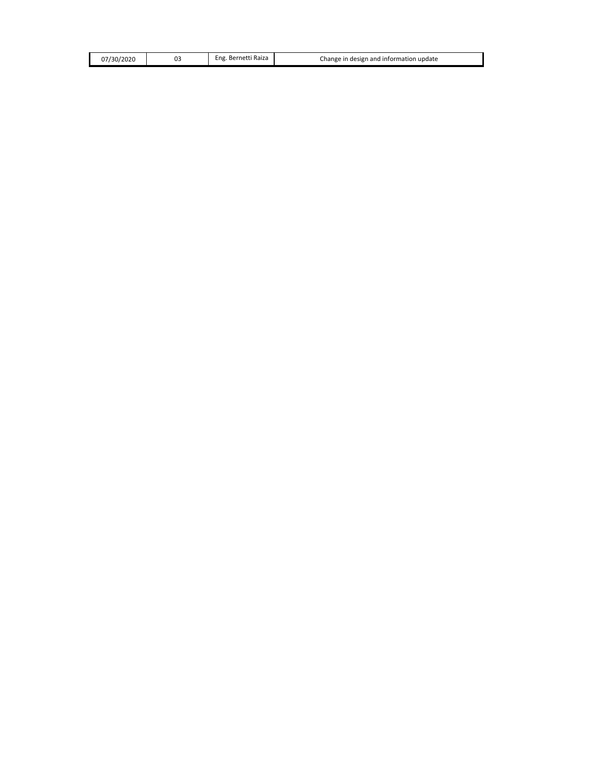| | | | |
|---|---|---|---|
| 07/30/2020 | 03 | Eng. Bernetti Raiza | Change in design and information update |